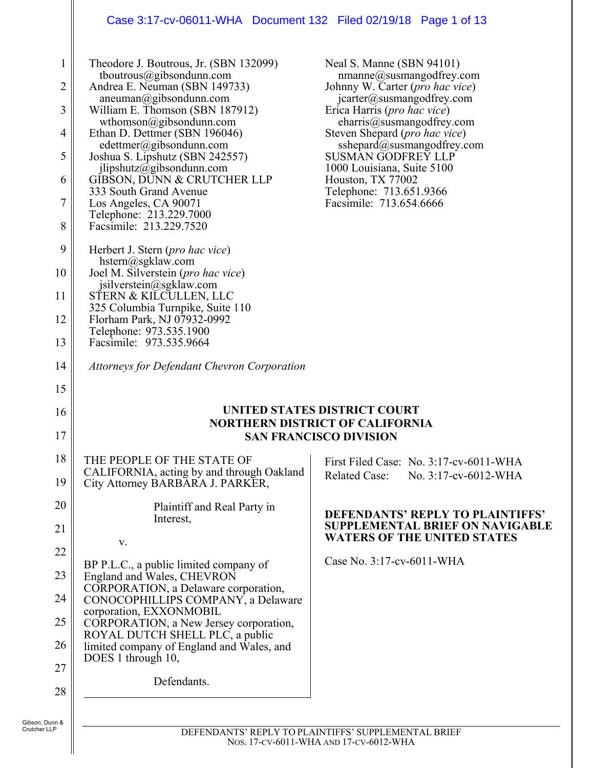Theodore J. Boutrous, Jr. (SBN 132099)
tboutrous@gibsondunn.com
Andrea E. Neuman (SBN 149733)
aneuman@gibsondunn.com
William E. Thomson (SBN 187912)
wthomson@gibsondunn.com
Ethan D. Dettmer (SBN 196046)
edettmer@gibsondunn.com
Joshua S. Lipshutz (SBN 242557)
jlipshutz@gibsondunn.com
GIBSON, DUNN & CRUTCHER LLP
333 South Grand Avenue
Los Angeles, CA 90071
Telephone: 213.229.7000
Facsimile: 213.229.7520

Herbert J. Stern (*pro hac vice*)
hstern@sgklaw.com
Joel M. Silverstein (*pro hac vice*)
jsilverstein@sgklaw.com
STERN & KILCULLEN, LLC
325 Columbia Turnpike, Suite 110
Florham Park, NJ 07932-0992
Telephone: 973.535.1900
Facsimile: 973.535.9664

Neal S. Manne (SBN 94101)
nmanne@susmangodfrey.com
Johnny W. Carter (*pro hac vice*)
jcarter@susmangodfrey.com
Erica Harris (*pro hac vice*)
eharris@susmangodfrey.com
Steven Shepard (*pro hac vice*)
sshepard@susmangodfrey.com
SUSMAN GODFREY LLP
1000 Louisiana, Suite 5100
Houston, TX 77002
Telephone: 713.651.9366
Facsimile: 713.654.6666

*Attorneys for Defendant Chevron Corporation*

**UNITED STATES DISTRICT COURT**
**NORTHERN DISTRICT OF CALIFORNIA**
**SAN FRANCISCO DIVISION**

THE PEOPLE OF THE STATE OF CALIFORNIA, acting by and through Oakland City Attorney BARBARA J. PARKER,

Plaintiff and Real Party in Interest,

v.

BP P.L.C., a public limited company of England and Wales, CHEVRON CORPORATION, a Delaware corporation, CONOCOPHILLIPS COMPANY, a Delaware corporation, EXXONMOBIL CORPORATION, a New Jersey corporation, ROYAL DUTCH SHELL PLC, a public limited company of England and Wales, and DOES 1 through 10,

Defendants.

First Filed Case: No. 3:17-cv-6011-WHA
Related Case: No. 3:17-cv-6012-WHA

**DEFENDANTS' REPLY TO PLAINTIFFS' SUPPLEMENTAL BRIEF ON NAVIGABLE WATERS OF THE UNITED STATES**

Case No. 3:17-cv-6011-WHA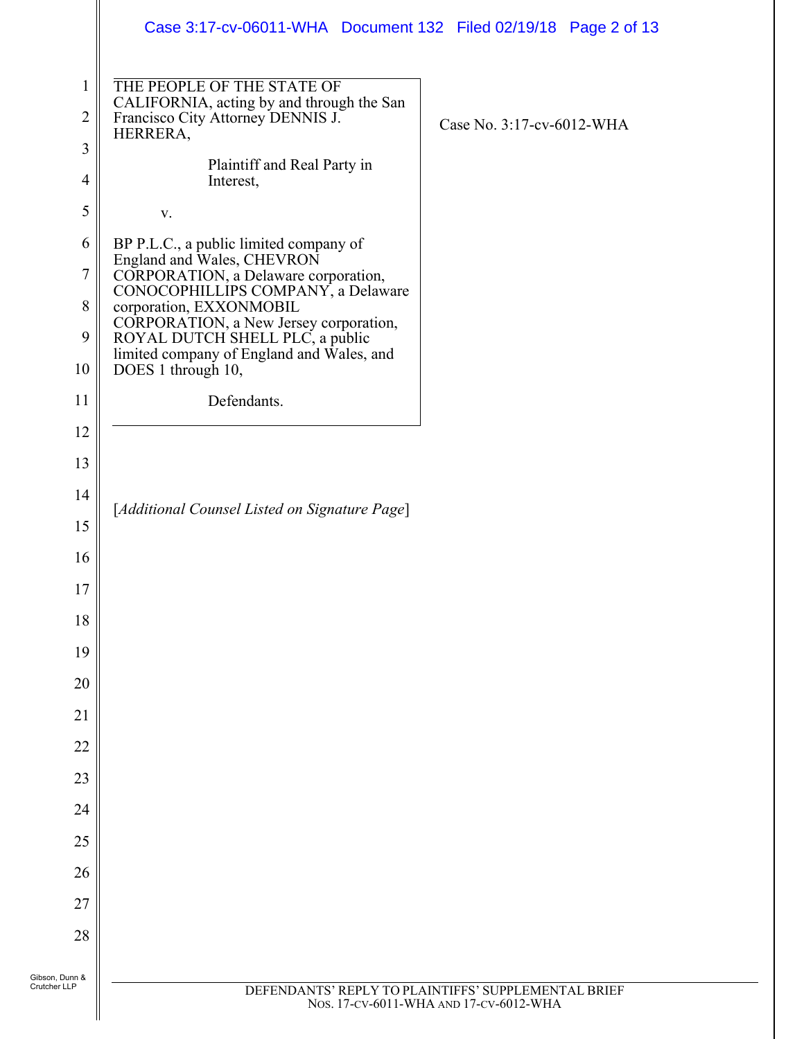THE PEOPLE OF THE STATE OF CALIFORNIA, acting by and through the San Francisco City Attorney DENNIS J. HERRERA,

Plaintiff and Real Party in Interest,

v.

BP P.L.C., a public limited company of England and Wales, CHEVRON CORPORATION, a Delaware corporation, CONOCOPHILLIPS COMPANY, a Delaware corporation, EXXONMOBIL CORPORATION, a New Jersey corporation, ROYAL DUTCH SHELL PLC, a public limited company of England and Wales, and DOES 1 through 10,

Defendants.

Case No. 3:17-cv-6012-WHA

[*Additional Counsel Listed on Signature Page*]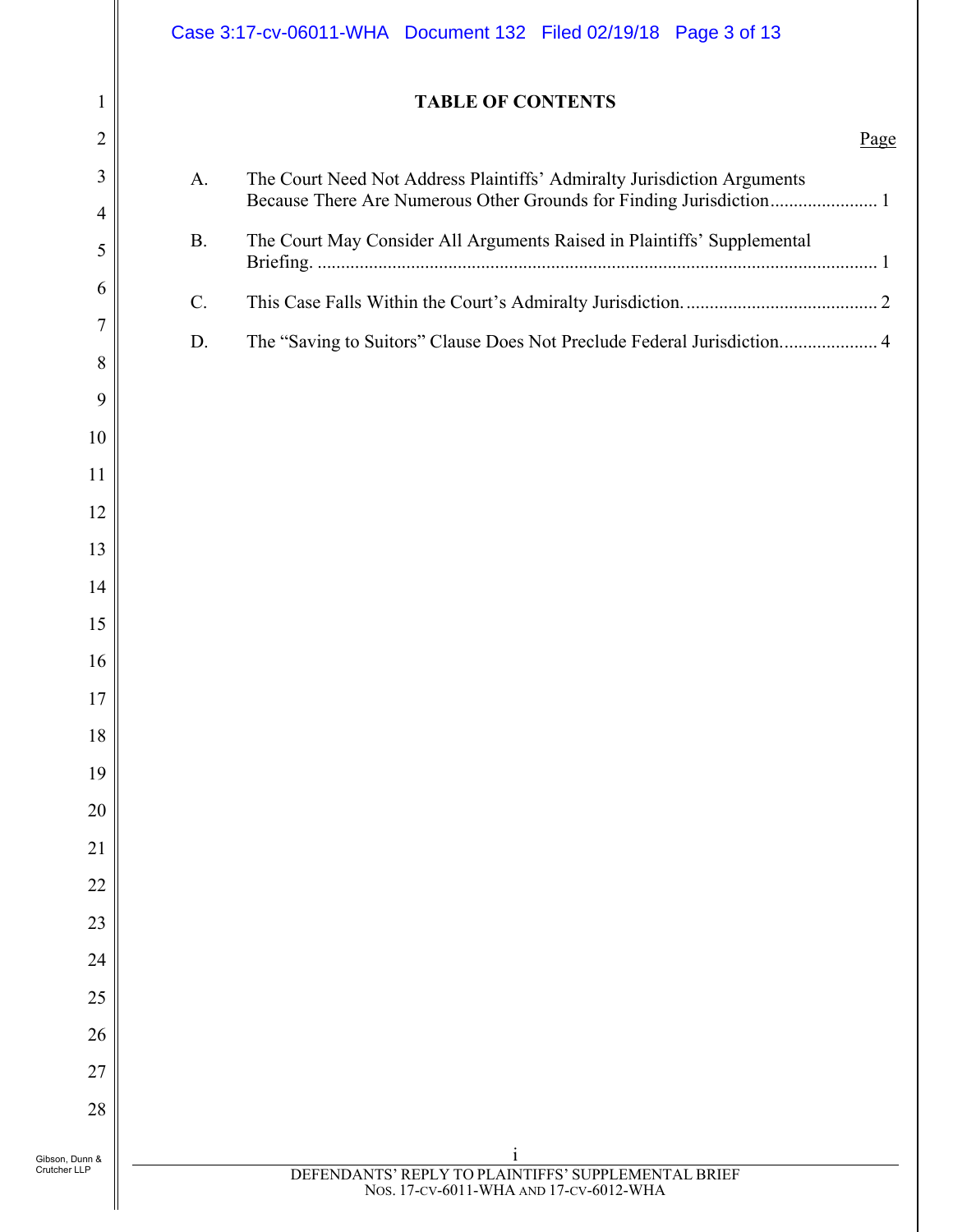**TABLE OF CONTENTS**

| | | Page |
|---|---|---|
| A. | The Court Need Not Address Plaintiffs' Admiralty Jurisdiction Arguments Because There Are Numerous Other Grounds for Finding Jurisdiction | 1 |
| B. | The Court May Consider All Arguments Raised in Plaintiffs' Supplemental Briefing. | 1 |
| C. | This Case Falls Within the Court's Admiralty Jurisdiction. | 2 |
| D. | The "Saving to Suitors" Clause Does Not Preclude Federal Jurisdiction. | 4 |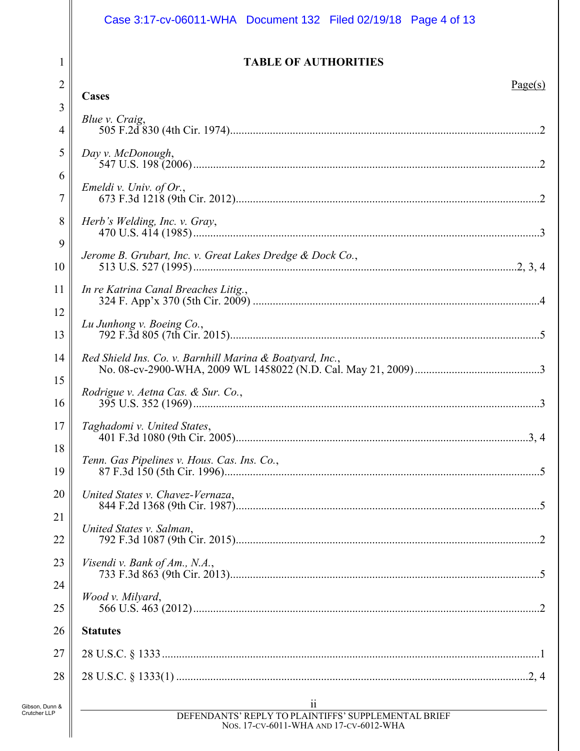# TABLE OF AUTHORITIES

Page(s)

**Cases**

*Blue v. Craig*,
505 F.2d 830 (4th Cir. 1974) ........................................ 2

*Day v. McDonough*,
547 U.S. 198 (2006) ........................................ 2

*Emeldi v. Univ. of Or.*,
673 F.3d 1218 (9th Cir. 2012) ........................................ 2

*Herb's Welding, Inc. v. Gray*,
470 U.S. 414 (1985) ........................................ 3

*Jerome B. Grubart, Inc. v. Great Lakes Dredge & Dock Co.*,
513 U.S. 527 (1995) ........................................ 2, 3, 4

*In re Katrina Canal Breaches Litig.*,
324 F. App'x 370 (5th Cir. 2009) ........................................ 4

*Lu Junhong v. Boeing Co.*,
792 F.3d 805 (7th Cir. 2015) ........................................ 5

*Red Shield Ins. Co. v. Barnhill Marina & Boatyard, Inc.*,
No. 08-cv-2900-WHA, 2009 WL 1458022 (N.D. Cal. May 21, 2009) ........................................ 3

*Rodrigue v. Aetna Cas. & Sur. Co.*,
395 U.S. 352 (1969) ........................................ 3

*Taghadomi v. United States*,
401 F.3d 1080 (9th Cir. 2005) ........................................ 3, 4

*Tenn. Gas Pipelines v. Hous. Cas. Ins. Co.*,
87 F.3d 150 (5th Cir. 1996) ........................................ 5

*United States v. Chavez-Vernaza*,
844 F.2d 1368 (9th Cir. 1987) ........................................ 5

*United States v. Salman*,
792 F.3d 1087 (9th Cir. 2015) ........................................ 2

*Visendi v. Bank of Am., N.A.*,
733 F.3d 863 (9th Cir. 2013) ........................................ 5

*Wood v. Milyard*,
566 U.S. 463 (2012) ........................................ 2

**Statutes**

28 U.S.C. § 1333 ........................................ 1

28 U.S.C. § 1333(1) ........................................ 2, 4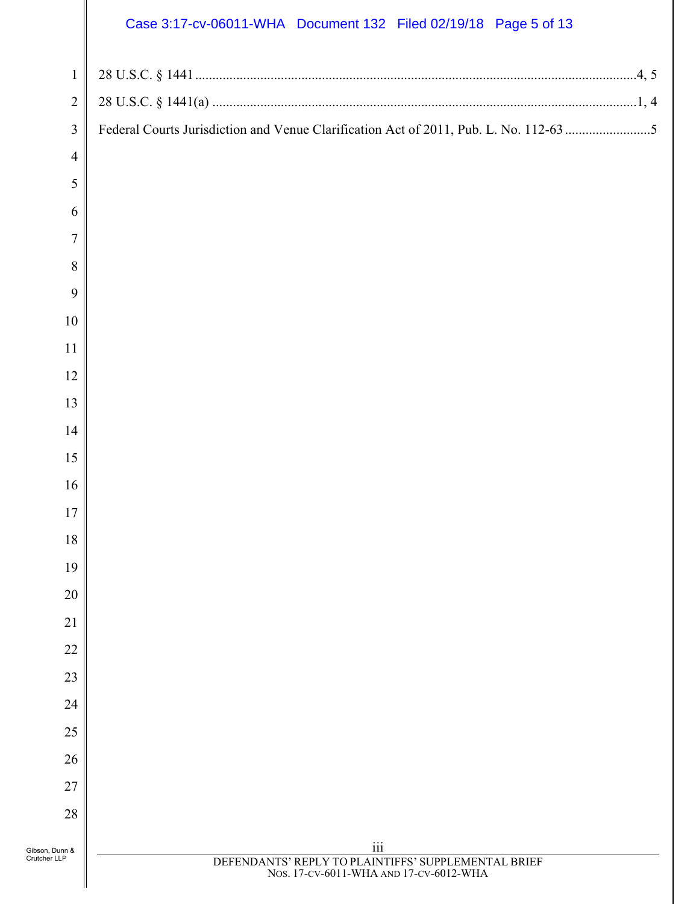28 U.S.C. § 1441 ................................................................................................................................4, 5

28 U.S.C. § 1441(a) ...........................................................................................................................1, 4

Federal Courts Jurisdiction and Venue Clarification Act of 2011, Pub. L. No. 112-63 .........................5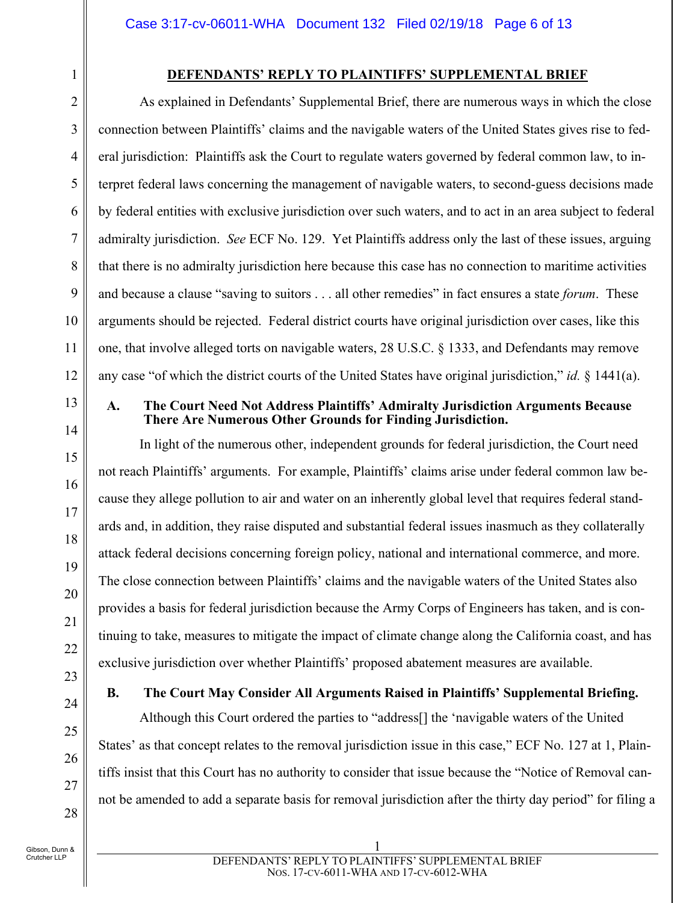## DEFENDANTS' REPLY TO PLAINTIFFS' SUPPLEMENTAL BRIEF

As explained in Defendants' Supplemental Brief, there are numerous ways in which the close connection between Plaintiffs' claims and the navigable waters of the United States gives rise to federal jurisdiction: Plaintiffs ask the Court to regulate waters governed by federal common law, to interpret federal laws concerning the management of navigable waters, to second-guess decisions made by federal entities with exclusive jurisdiction over such waters, and to act in an area subject to federal admiralty jurisdiction. *See* ECF No. 129. Yet Plaintiffs address only the last of these issues, arguing that there is no admiralty jurisdiction here because this case has no connection to maritime activities and because a clause "saving to suitors . . . all other remedies" in fact ensures a state *forum*. These arguments should be rejected. Federal district courts have original jurisdiction over cases, like this one, that involve alleged torts on navigable waters, 28 U.S.C. § 1333, and Defendants may remove any case "of which the district courts of the United States have original jurisdiction," *id.* § 1441(a).

### A. The Court Need Not Address Plaintiffs' Admiralty Jurisdiction Arguments Because There Are Numerous Other Grounds for Finding Jurisdiction.

In light of the numerous other, independent grounds for federal jurisdiction, the Court need not reach Plaintiffs' arguments. For example, Plaintiffs' claims arise under federal common law because they allege pollution to air and water on an inherently global level that requires federal standards and, in addition, they raise disputed and substantial federal issues inasmuch as they collaterally attack federal decisions concerning foreign policy, national and international commerce, and more. The close connection between Plaintiffs' claims and the navigable waters of the United States also provides a basis for federal jurisdiction because the Army Corps of Engineers has taken, and is continuing to take, measures to mitigate the impact of climate change along the California coast, and has exclusive jurisdiction over whether Plaintiffs' proposed abatement measures are available.

### B. The Court May Consider All Arguments Raised in Plaintiffs' Supplemental Briefing.

Although this Court ordered the parties to "address[] the 'navigable waters of the United States' as that concept relates to the removal jurisdiction issue in this case," ECF No. 127 at 1, Plaintiffs insist that this Court has no authority to consider that issue because the "Notice of Removal cannot be amended to add a separate basis for removal jurisdiction after the thirty day period" for filing a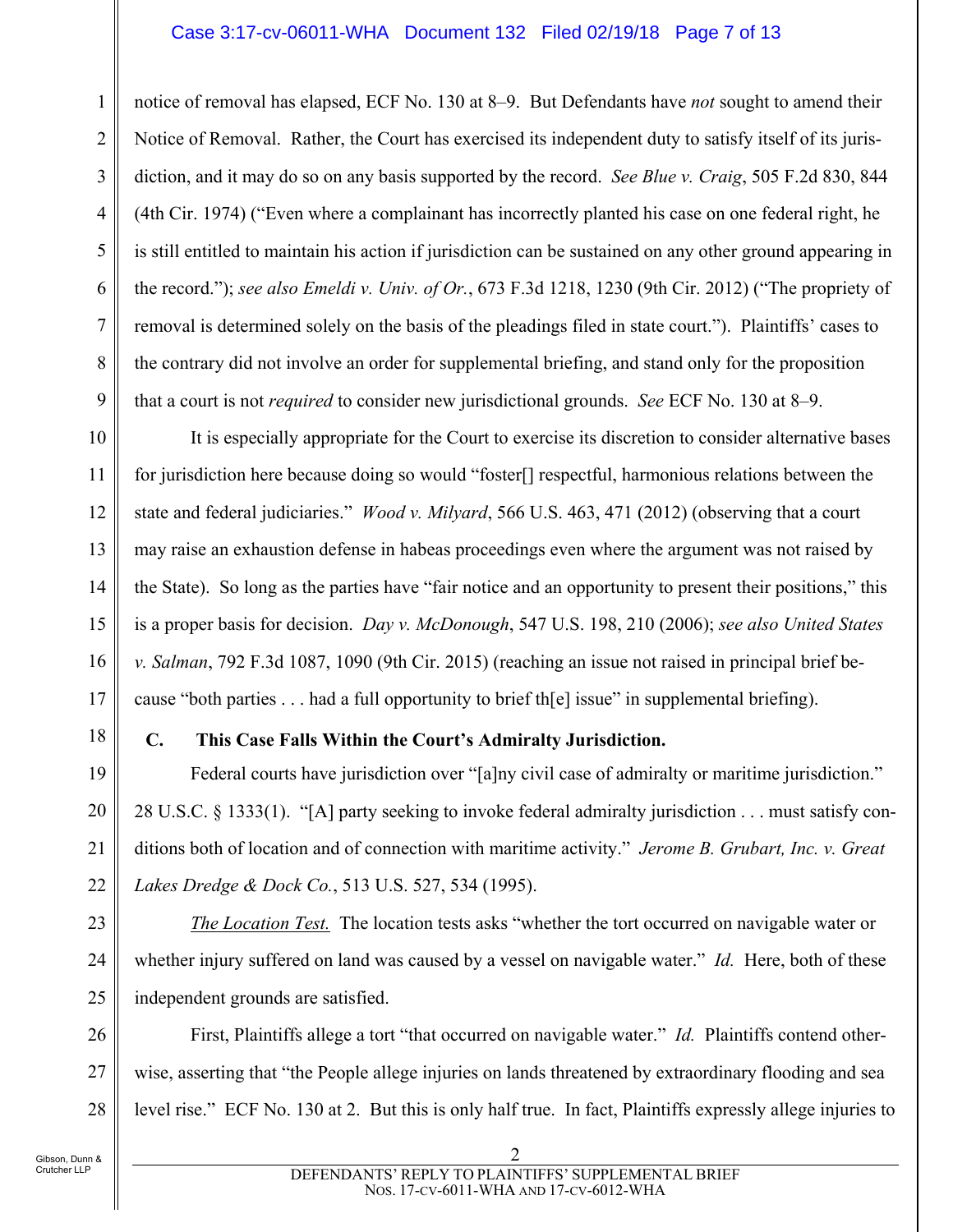notice of removal has elapsed, ECF No. 130 at 8–9. But Defendants have *not* sought to amend their Notice of Removal. Rather, the Court has exercised its independent duty to satisfy itself of its jurisdiction, and it may do so on any basis supported by the record. *See Blue v. Craig*, 505 F.2d 830, 844 (4th Cir. 1974) ("Even where a complainant has incorrectly planted his case on one federal right, he is still entitled to maintain his action if jurisdiction can be sustained on any other ground appearing in the record."); *see also Emeldi v. Univ. of Or.*, 673 F.3d 1218, 1230 (9th Cir. 2012) ("The propriety of removal is determined solely on the basis of the pleadings filed in state court."). Plaintiffs' cases to the contrary did not involve an order for supplemental briefing, and stand only for the proposition that a court is not *required* to consider new jurisdictional grounds. *See* ECF No. 130 at 8–9.

It is especially appropriate for the Court to exercise its discretion to consider alternative bases for jurisdiction here because doing so would "foster[] respectful, harmonious relations between the state and federal judiciaries." *Wood v. Milyard*, 566 U.S. 463, 471 (2012) (observing that a court may raise an exhaustion defense in habeas proceedings even where the argument was not raised by the State). So long as the parties have "fair notice and an opportunity to present their positions," this is a proper basis for decision. *Day v. McDonough*, 547 U.S. 198, 210 (2006); *see also United States v. Salman*, 792 F.3d 1087, 1090 (9th Cir. 2015) (reaching an issue not raised in principal brief because "both parties . . . had a full opportunity to brief th[e] issue" in supplemental briefing).

### C. This Case Falls Within the Court's Admiralty Jurisdiction.

Federal courts have jurisdiction over "[a]ny civil case of admiralty or maritime jurisdiction." 28 U.S.C. § 1333(1). "[A] party seeking to invoke federal admiralty jurisdiction . . . must satisfy conditions both of location and of connection with maritime activity." *Jerome B. Grubart, Inc. v. Great Lakes Dredge & Dock Co.*, 513 U.S. 527, 534 (1995).

*The Location Test.* The location tests asks "whether the tort occurred on navigable water or whether injury suffered on land was caused by a vessel on navigable water." *Id.* Here, both of these independent grounds are satisfied.

First, Plaintiffs allege a tort "that occurred on navigable water." *Id.* Plaintiffs contend otherwise, asserting that "the People allege injuries on lands threatened by extraordinary flooding and sea level rise." ECF No. 130 at 2. But this is only half true. In fact, Plaintiffs expressly allege injuries to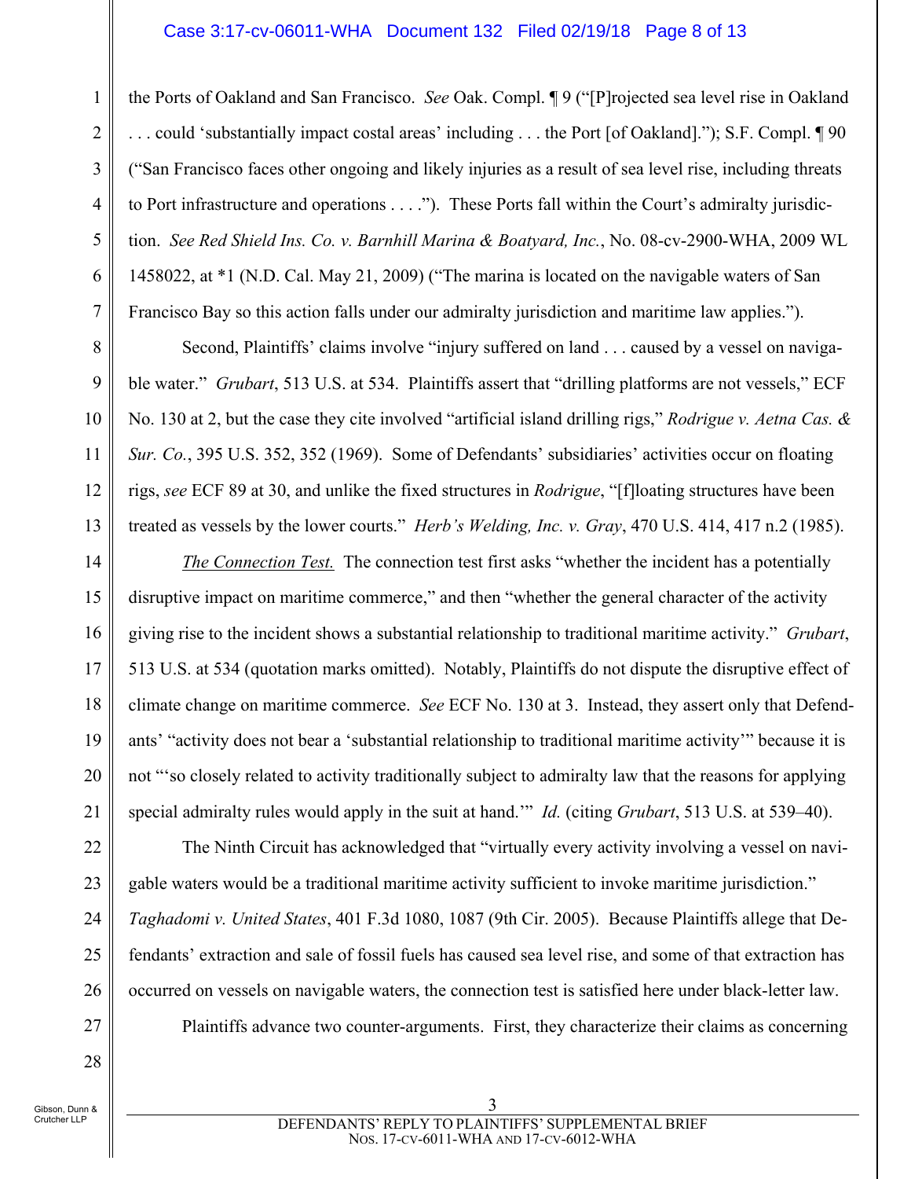the Ports of Oakland and San Francisco. *See* Oak. Compl. ¶ 9 ("[P]rojected sea level rise in Oakland . . . could 'substantially impact costal areas' including . . . the Port [of Oakland]."); S.F. Compl. ¶ 90 ("San Francisco faces other ongoing and likely injuries as a result of sea level rise, including threats to Port infrastructure and operations . . . ."). These Ports fall within the Court's admiralty jurisdiction. *See Red Shield Ins. Co. v. Barnhill Marina & Boatyard, Inc.*, No. 08-cv-2900-WHA, 2009 WL 1458022, at *1 (N.D. Cal. May 21, 2009) ("The marina is located on the navigable waters of San Francisco Bay so this action falls under our admiralty jurisdiction and maritime law applies.").

Second, Plaintiffs' claims involve "injury suffered on land . . . caused by a vessel on navigable water." *Grubart*, 513 U.S. at 534. Plaintiffs assert that "drilling platforms are not vessels," ECF No. 130 at 2, but the case they cite involved "artificial island drilling rigs," *Rodrigue v. Aetna Cas. & Sur. Co.*, 395 U.S. 352, 352 (1969). Some of Defendants' subsidiaries' activities occur on floating rigs, *see* ECF 89 at 30, and unlike the fixed structures in *Rodrigue*, "[f]loating structures have been treated as vessels by the lower courts." *Herb's Welding, Inc. v. Gray*, 470 U.S. 414, 417 n.2 (1985).

<u>*The Connection Test.*</u> The connection test first asks "whether the incident has a potentially disruptive impact on maritime commerce," and then "whether the general character of the activity giving rise to the incident shows a substantial relationship to traditional maritime activity." *Grubart*, 513 U.S. at 534 (quotation marks omitted). Notably, Plaintiffs do not dispute the disruptive effect of climate change on maritime commerce. *See* ECF No. 130 at 3. Instead, they assert only that Defendants' "activity does not bear a 'substantial relationship to traditional maritime activity'" because it is not "'so closely related to activity traditionally subject to admiralty law that the reasons for applying special admiralty rules would apply in the suit at hand.'" *Id.* (citing *Grubart*, 513 U.S. at 539–40).

The Ninth Circuit has acknowledged that "virtually every activity involving a vessel on navigable waters would be a traditional maritime activity sufficient to invoke maritime jurisdiction." *Taghadomi v. United States*, 401 F.3d 1080, 1087 (9th Cir. 2005). Because Plaintiffs allege that Defendants' extraction and sale of fossil fuels has caused sea level rise, and some of that extraction has occurred on vessels on navigable waters, the connection test is satisfied here under black-letter law.

Plaintiffs advance two counter-arguments. First, they characterize their claims as concerning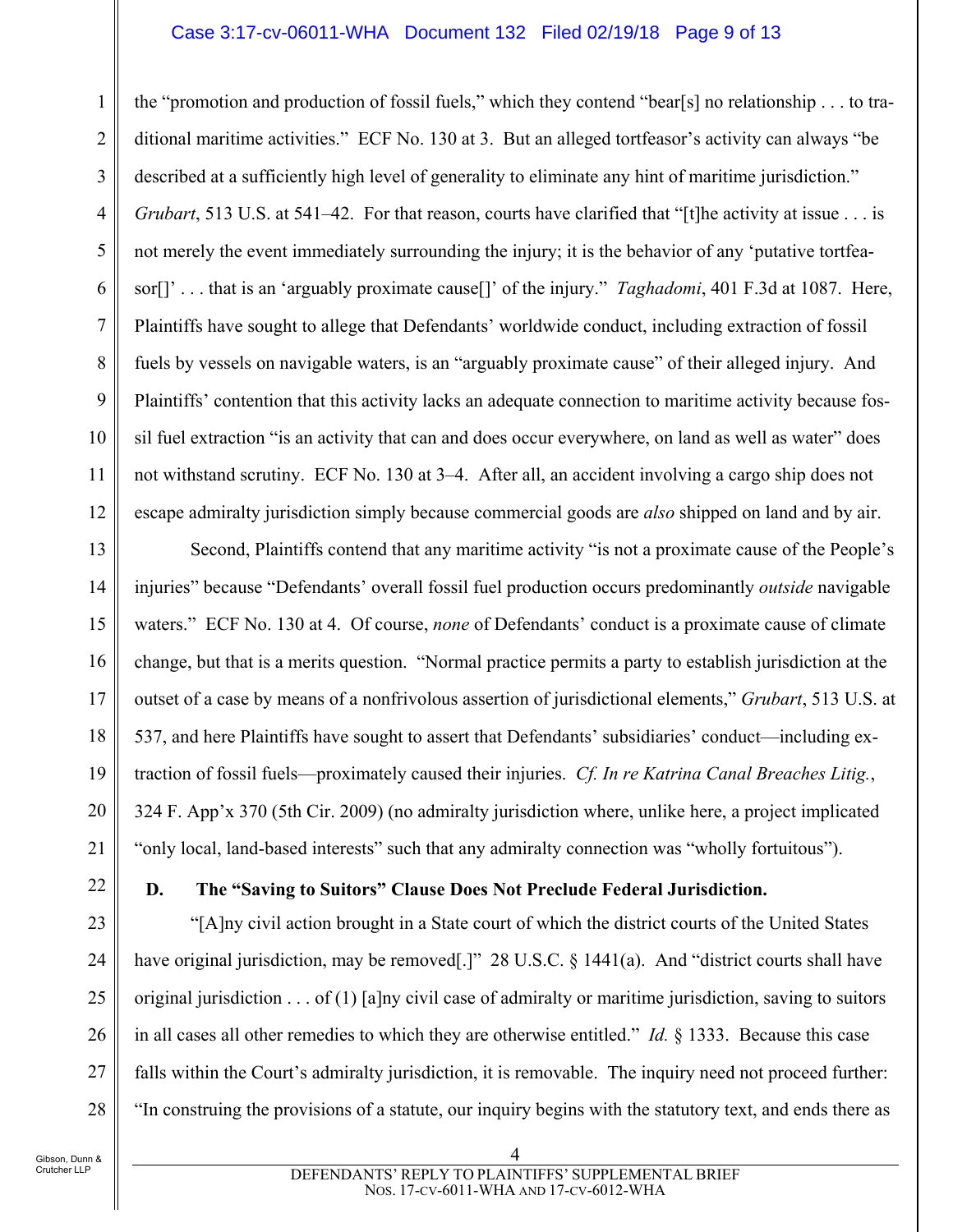the "promotion and production of fossil fuels," which they contend "bear[s] no relationship . . . to traditional maritime activities." ECF No. 130 at 3. But an alleged tortfeasor's activity can always "be described at a sufficiently high level of generality to eliminate any hint of maritime jurisdiction." *Grubart*, 513 U.S. at 541–42. For that reason, courts have clarified that "[t]he activity at issue . . . is not merely the event immediately surrounding the injury; it is the behavior of any 'putative tortfeasor[]' . . . that is an 'arguably proximate cause[]' of the injury." *Taghadomi*, 401 F.3d at 1087. Here, Plaintiffs have sought to allege that Defendants' worldwide conduct, including extraction of fossil fuels by vessels on navigable waters, is an "arguably proximate cause" of their alleged injury. And Plaintiffs' contention that this activity lacks an adequate connection to maritime activity because fossil fuel extraction "is an activity that can and does occur everywhere, on land as well as water" does not withstand scrutiny. ECF No. 130 at 3–4. After all, an accident involving a cargo ship does not escape admiralty jurisdiction simply because commercial goods are *also* shipped on land and by air.

Second, Plaintiffs contend that any maritime activity "is not a proximate cause of the People's injuries" because "Defendants' overall fossil fuel production occurs predominantly *outside* navigable waters." ECF No. 130 at 4. Of course, *none* of Defendants' conduct is a proximate cause of climate change, but that is a merits question. "Normal practice permits a party to establish jurisdiction at the outset of a case by means of a nonfrivolous assertion of jurisdictional elements," *Grubart*, 513 U.S. at 537, and here Plaintiffs have sought to assert that Defendants' subsidiaries' conduct—including extraction of fossil fuels—proximately caused their injuries. *Cf. In re Katrina Canal Breaches Litig.*, 324 F. App'x 370 (5th Cir. 2009) (no admiralty jurisdiction where, unlike here, a project implicated "only local, land-based interests" such that any admiralty connection was "wholly fortuitous").

### D. The "Saving to Suitors" Clause Does Not Preclude Federal Jurisdiction.

"[A]ny civil action brought in a State court of which the district courts of the United States have original jurisdiction, may be removed[.]" 28 U.S.C. § 1441(a). And "district courts shall have original jurisdiction . . . of (1) [a]ny civil case of admiralty or maritime jurisdiction, saving to suitors in all cases all other remedies to which they are otherwise entitled." *Id.* § 1333. Because this case falls within the Court's admiralty jurisdiction, it is removable. The inquiry need not proceed further: "In construing the provisions of a statute, our inquiry begins with the statutory text, and ends there as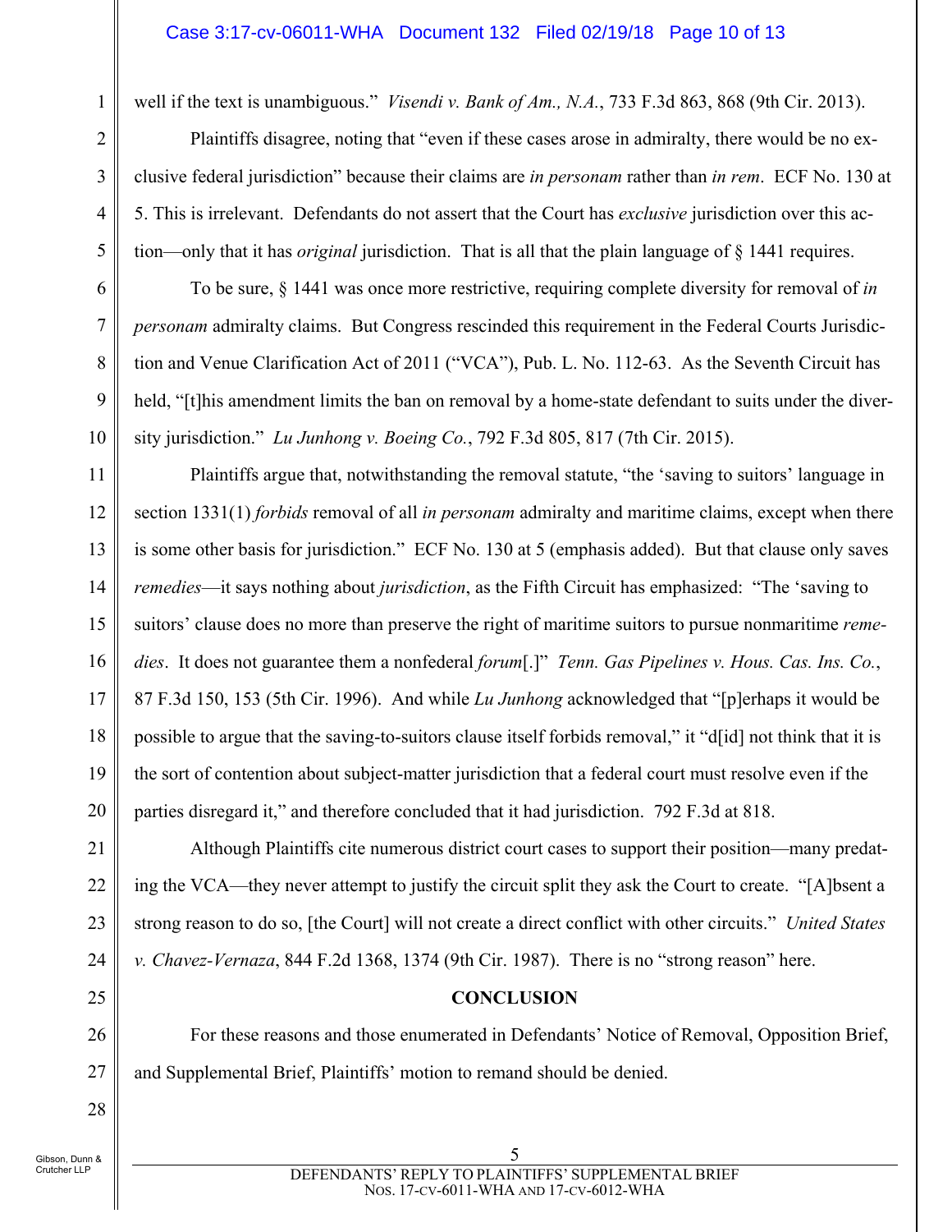well if the text is unambiguous." *Visendi v. Bank of Am., N.A.*, 733 F.3d 863, 868 (9th Cir. 2013).

Plaintiffs disagree, noting that "even if these cases arose in admiralty, there would be no exclusive federal jurisdiction" because their claims are *in personam* rather than *in rem*. ECF No. 130 at 5. This is irrelevant. Defendants do not assert that the Court has *exclusive* jurisdiction over this action—only that it has *original* jurisdiction. That is all that the plain language of § 1441 requires.

To be sure, § 1441 was once more restrictive, requiring complete diversity for removal of *in personam* admiralty claims. But Congress rescinded this requirement in the Federal Courts Jurisdiction and Venue Clarification Act of 2011 ("VCA"), Pub. L. No. 112-63. As the Seventh Circuit has held, "[t]his amendment limits the ban on removal by a home-state defendant to suits under the diversity jurisdiction." *Lu Junhong v. Boeing Co.*, 792 F.3d 805, 817 (7th Cir. 2015).

Plaintiffs argue that, notwithstanding the removal statute, "the 'saving to suitors' language in section 1331(1) *forbids* removal of all *in personam* admiralty and maritime claims, except when there is some other basis for jurisdiction." ECF No. 130 at 5 (emphasis added). But that clause only saves *remedies*—it says nothing about *jurisdiction*, as the Fifth Circuit has emphasized: "The 'saving to suitors' clause does no more than preserve the right of maritime suitors to pursue nonmaritime *remedies*. It does not guarantee them a nonfederal *forum*[.]" *Tenn. Gas Pipelines v. Hous. Cas. Ins. Co.*, 87 F.3d 150, 153 (5th Cir. 1996). And while *Lu Junhong* acknowledged that "[p]erhaps it would be possible to argue that the saving-to-suitors clause itself forbids removal," it "d[id] not think that it is the sort of contention about subject-matter jurisdiction that a federal court must resolve even if the parties disregard it," and therefore concluded that it had jurisdiction. 792 F.3d at 818.

Although Plaintiffs cite numerous district court cases to support their position—many predating the VCA—they never attempt to justify the circuit split they ask the Court to create. "[A]bsent a strong reason to do so, [the Court] will not create a direct conflict with other circuits." *United States v. Chavez-Vernaza*, 844 F.2d 1368, 1374 (9th Cir. 1987). There is no "strong reason" here.

## CONCLUSION

For these reasons and those enumerated in Defendants' Notice of Removal, Opposition Brief, and Supplemental Brief, Plaintiffs' motion to remand should be denied.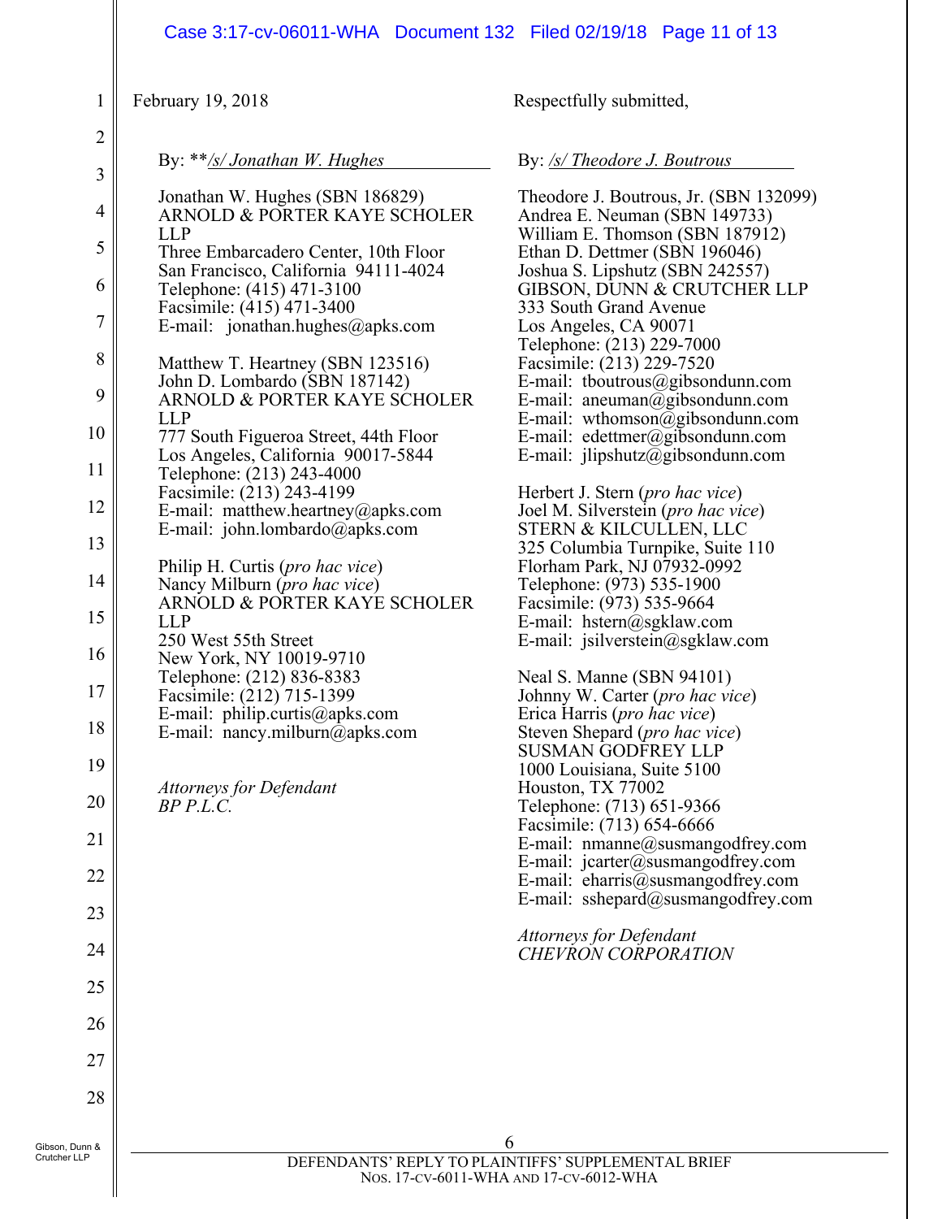February 19, 2018

Respectfully submitted,

By: \*\*/s/ Jonathan W. Hughes

Jonathan W. Hughes (SBN 186829)
ARNOLD & PORTER KAYE SCHOLER LLP
Three Embarcadero Center, 10th Floor
San Francisco, California 94111-4024
Telephone: (415) 471-3100
Facsimile: (415) 471-3400
E-mail: jonathan.hughes@apks.com

Matthew T. Heartney (SBN 123516)
John D. Lombardo (SBN 187142)
ARNOLD & PORTER KAYE SCHOLER LLP
777 South Figueroa Street, 44th Floor
Los Angeles, California 90017-5844
Telephone: (213) 243-4000
Facsimile: (213) 243-4199
E-mail: matthew.heartney@apks.com
E-mail: john.lombardo@apks.com

Philip H. Curtis (*pro hac vice*)
Nancy Milburn (*pro hac vice*)
ARNOLD & PORTER KAYE SCHOLER LLP
250 West 55th Street
New York, NY 10019-9710
Telephone: (212) 836-8383
Facsimile: (212) 715-1399
E-mail: philip.curtis@apks.com
E-mail: nancy.milburn@apks.com

*Attorneys for Defendant BP P.L.C.*

By: /s/ Theodore J. Boutrous

Theodore J. Boutrous, Jr. (SBN 132099)
Andrea E. Neuman (SBN 149733)
William E. Thomson (SBN 187912)
Ethan D. Dettmer (SBN 196046)
Joshua S. Lipshutz (SBN 242557)
GIBSON, DUNN & CRUTCHER LLP
333 South Grand Avenue
Los Angeles, CA 90071
Telephone: (213) 229-7000
Facsimile: (213) 229-7520
E-mail: tboutrous@gibsondunn.com
E-mail: aneuman@gibsondunn.com
E-mail: wthomson@gibsondunn.com
E-mail: edettmer@gibsondunn.com
E-mail: jlipshutz@gibsondunn.com

Herbert J. Stern (*pro hac vice*)
Joel M. Silverstein (*pro hac vice*)
STERN & KILCULLEN, LLC
325 Columbia Turnpike, Suite 110
Florham Park, NJ 07932-0992
Telephone: (973) 535-1900
Facsimile: (973) 535-9664
E-mail: hstern@sgklaw.com
E-mail: jsilverstein@sgklaw.com

Neal S. Manne (SBN 94101)
Johnny W. Carter (*pro hac vice*)
Erica Harris (*pro hac vice*)
Steven Shepard (*pro hac vice*)
SUSMAN GODFREY LLP
1000 Louisiana, Suite 5100
Houston, TX 77002
Telephone: (713) 651-9366
Facsimile: (713) 654-6666
E-mail: nmanne@susmangodfrey.com
E-mail: jcarter@susmangodfrey.com
E-mail: eharris@susmangodfrey.com
E-mail: sshepard@susmangodfrey.com

*Attorneys for Defendant CHEVRON CORPORATION*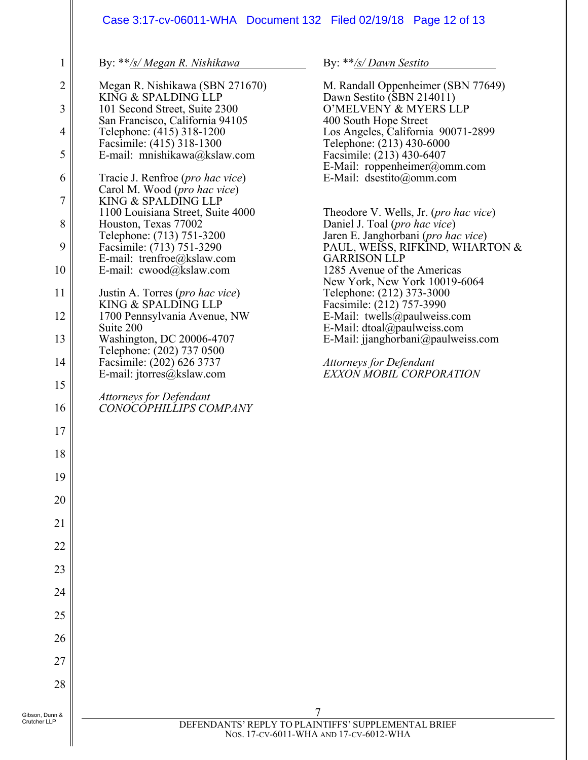By: \*\*/s/ Megan R. Nishikawa

Megan R. Nishikawa (SBN 271670)
KING & SPALDING LLP
101 Second Street, Suite 2300
San Francisco, California 94105
Telephone: (415) 318-1200
Facsimile: (415) 318-1300
E-mail: mnishikawa@kslaw.com

Tracie J. Renfroe (*pro hac vice*)
Carol M. Wood (*pro hac vice*)
KING & SPALDING LLP
1100 Louisiana Street, Suite 4000
Houston, Texas 77002
Telephone: (713) 751-3200
Facsimile: (713) 751-3290
E-mail: trenfroe@kslaw.com
E-mail: cwood@kslaw.com

Justin A. Torres (*pro hac vice*)
KING & SPALDING LLP
1700 Pennsylvania Avenue, NW
Suite 200
Washington, DC 20006-4707
Telephone: (202) 737 0500
Facsimile: (202) 626 3737
E-mail: jtorres@kslaw.com

*Attorneys for Defendant*
*CONOCOPHILLIPS COMPANY*

By: \*\*/s/ Dawn Sestito

M. Randall Oppenheimer (SBN 77649)
Dawn Sestito (SBN 214011)
O'MELVENY & MYERS LLP
400 South Hope Street
Los Angeles, California 90071-2899
Telephone: (213) 430-6000
Facsimile: (213) 430-6407
E-Mail: roppenheimer@omm.com
E-Mail: dsestito@omm.com

Theodore V. Wells, Jr. (*pro hac vice*)
Daniel J. Toal (*pro hac vice*)
Jaren E. Janghorbani (*pro hac vice*)
PAUL, WEISS, RIFKIND, WHARTON & GARRISON LLP
1285 Avenue of the Americas
New York, New York 10019-6064
Telephone: (212) 373-3000
Facsimile: (212) 757-3990
E-Mail: twells@paulweiss.com
E-Mail: dtoal@paulweiss.com
E-Mail: jjanghorbani@paulweiss.com

*Attorneys for Defendant*
*EXXON MOBIL CORPORATION*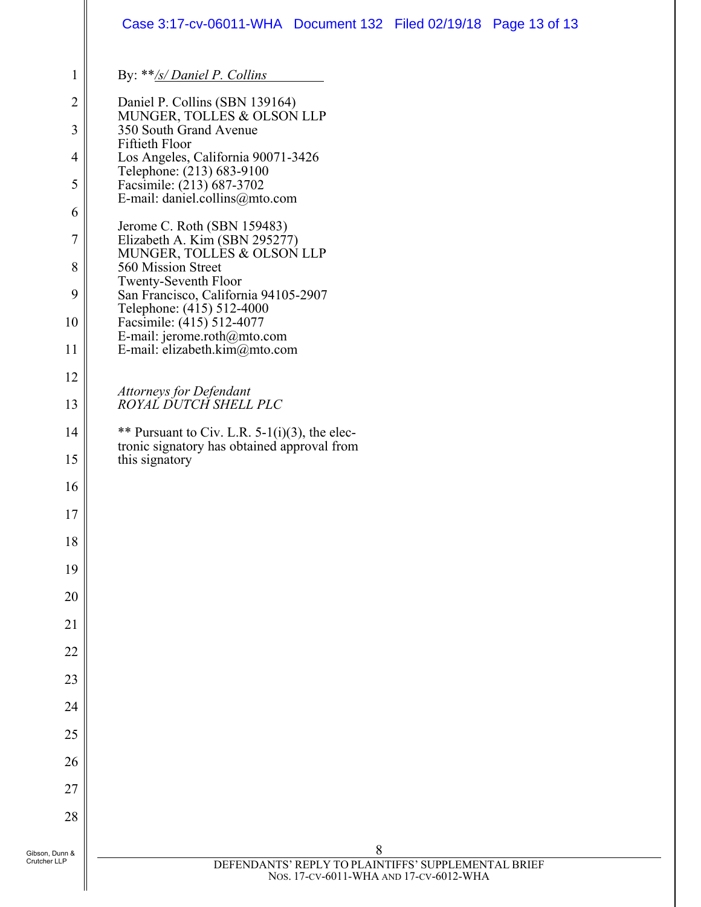By: **/s/ Daniel P. Collins

Daniel P. Collins (SBN 139164)
MUNGER, TOLLES & OLSON LLP
350 South Grand Avenue
Fiftieth Floor
Los Angeles, California 90071-3426
Telephone: (213) 683-9100
Facsimile: (213) 687-3702
E-mail: daniel.collins@mto.com

Jerome C. Roth (SBN 159483)
Elizabeth A. Kim (SBN 295277)
MUNGER, TOLLES & OLSON LLP
560 Mission Street
Twenty-Seventh Floor
San Francisco, California 94105-2907
Telephone: (415) 512-4000
Facsimile: (415) 512-4077
E-mail: jerome.roth@mto.com
E-mail: elizabeth.kim@mto.com

*Attorneys for Defendant*
*ROYAL DUTCH SHELL PLC*

** Pursuant to Civ. L.R. 5-1(i)(3), the electronic signatory has obtained approval from this signatory